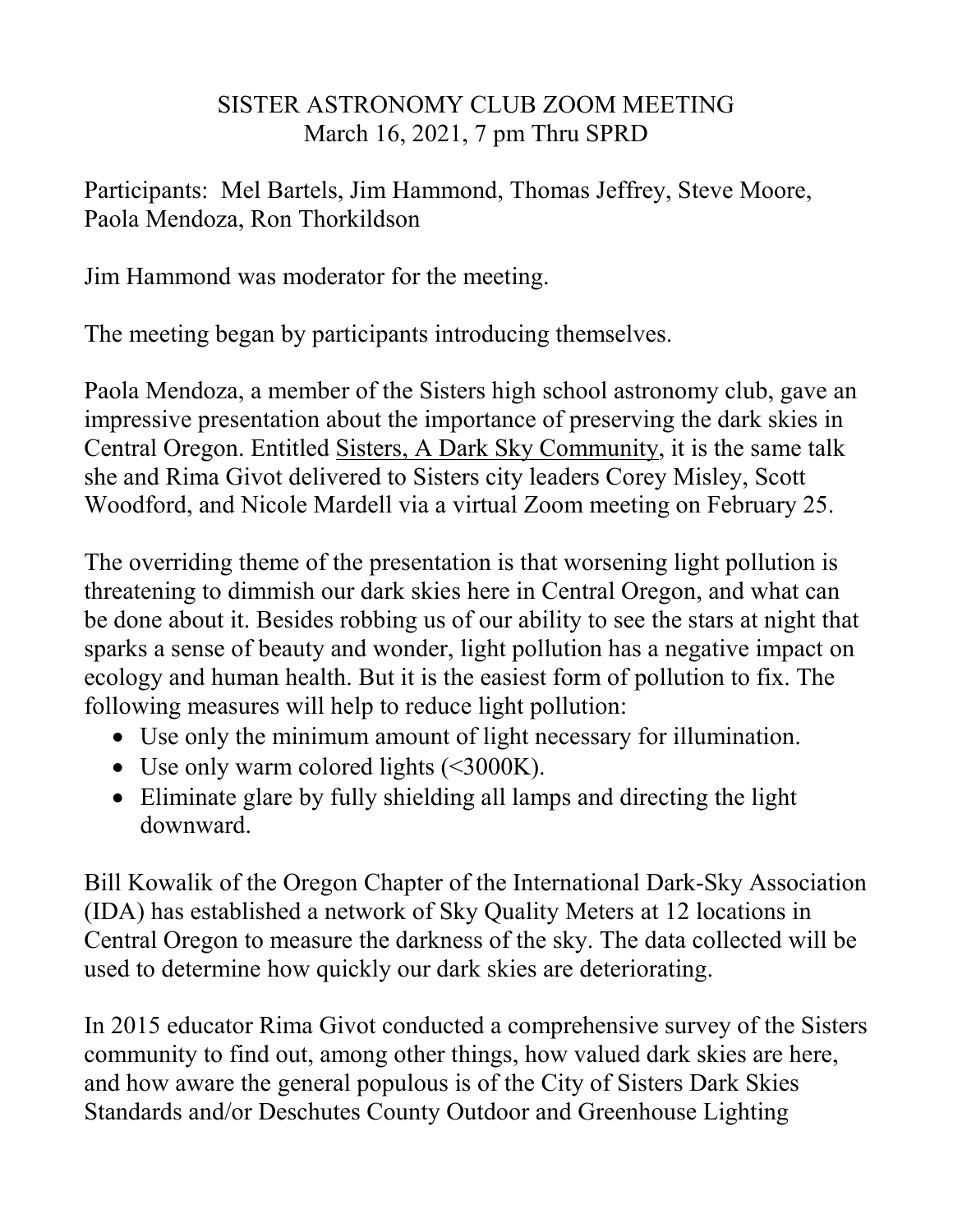# SISTER ASTRONOMY CLUB ZOOM MEETING

March 16, 2021, 7 pm Thru SPRD

Participants: Mel Bartels, Jim Hammond, Thomas Jeffrey, Steve Moore, Paola Mendoza, Ron Thorkildson

Jim Hammond was moderator for the meeting.

The meeting began by participants introducing themselves.

Paola Mendoza, a member of the Sisters high school astronomy club, gave an impressive presentation about the importance of preserving the dark skies in Central Oregon. Entitled Sisters, A Dark Sky Community, it is the same talk she and Rima Givot delivered to Sisters city leaders Corey Misley, Scott Woodford, and Nicole Mardell via a virtual Zoom meeting on February 25.

The overriding theme of the presentation is that worsening light pollution is threatening to dimmish our dark skies here in Central Oregon, and what can be done about it. Besides robbing us of our ability to see the stars at night that sparks a sense of beauty and wonder, light pollution has a negative impact on ecology and human health. But it is the easiest form of pollution to fix. The following measures will help to reduce light pollution:

- Use only the minimum amount of light necessary for illumination.
- Use only warm colored lights (<3000K).
- Eliminate glare by fully shielding all lamps and directing the light downward.

Bill Kowalik of the Oregon Chapter of the International Dark-Sky Association (IDA) has established a network of Sky Quality Meters at 12 locations in Central Oregon to measure the darkness of the sky. The data collected will be used to determine how quickly our dark skies are deteriorating.

In 2015 educator Rima Givot conducted a comprehensive survey of the Sisters community to find out, among other things, how valued dark skies are here, and how aware the general populous is of the City of Sisters Dark Skies Standards and/or Deschutes County Outdoor and Greenhouse Lighting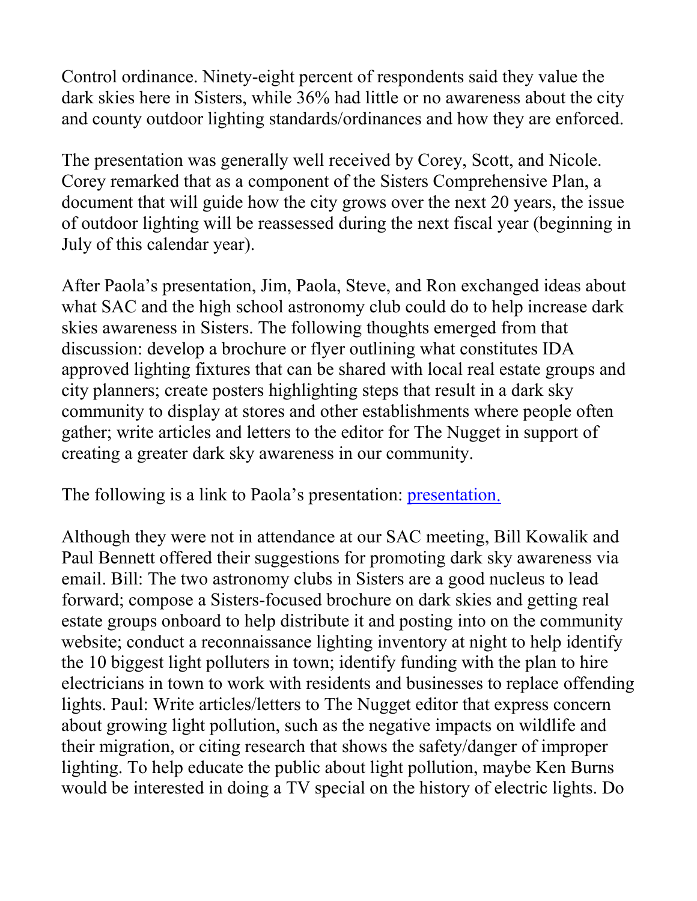Control ordinance. Ninety-eight percent of respondents said they value the dark skies here in Sisters, while 36% had little or no awareness about the city and county outdoor lighting standards/ordinances and how they are enforced.

The presentation was generally well received by Corey, Scott, and Nicole. Corey remarked that as a component of the Sisters Comprehensive Plan, a document that will guide how the city grows over the next 20 years, the issue of outdoor lighting will be reassessed during the next fiscal year (beginning in July of this calendar year).

After Paola's presentation, Jim, Paola, Steve, and Ron exchanged ideas about what SAC and the high school astronomy club could do to help increase dark skies awareness in Sisters. The following thoughts emerged from that discussion: develop a brochure or flyer outlining what constitutes IDA approved lighting fixtures that can be shared with local real estate groups and city planners; create posters highlighting steps that result in a dark sky community to display at stores and other establishments where people often gather; write articles and letters to the editor for The Nugget in support of creating a greater dark sky awareness in our community.

The following is a link to Paola's presentation: [presentation.]()

Although they were not in attendance at our SAC meeting, Bill Kowalik and Paul Bennett offered their suggestions for promoting dark sky awareness via email. Bill: The two astronomy clubs in Sisters are a good nucleus to lead forward; compose a Sisters-focused brochure on dark skies and getting real estate groups onboard to help distribute it and posting into on the community website; conduct a reconnaissance lighting inventory at night to help identify the 10 biggest light polluters in town; identify funding with the plan to hire electricians in town to work with residents and businesses to replace offending lights. Paul: Write articles/letters to The Nugget editor that express concern about growing light pollution, such as the negative impacts on wildlife and their migration, or citing research that shows the safety/danger of improper lighting. To help educate the public about light pollution, maybe Ken Burns would be interested in doing a TV special on the history of electric lights. Do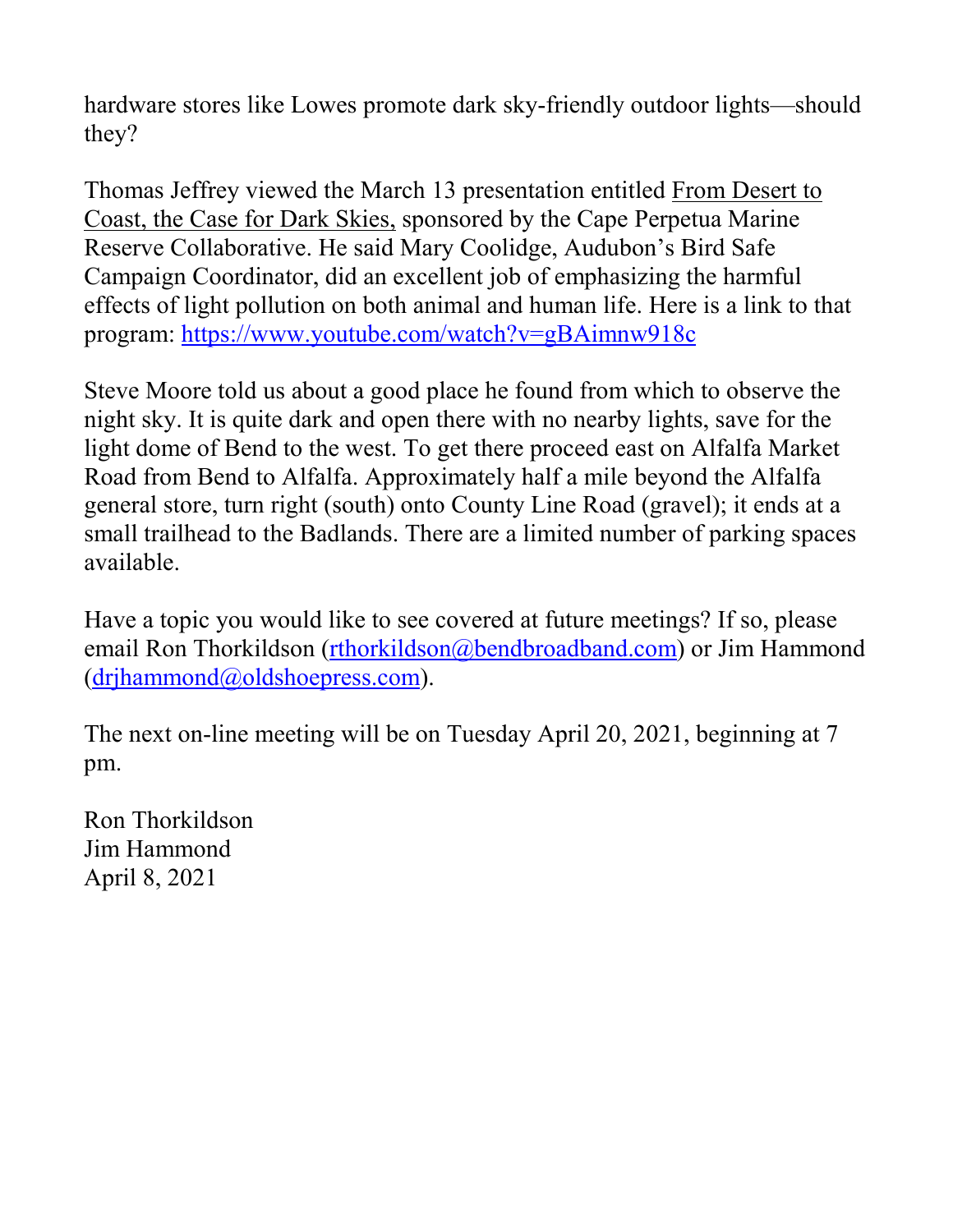hardware stores like Lowes promote dark sky-friendly outdoor lights—should they?

Thomas Jeffrey viewed the March 13 presentation entitled From Desert to Coast, the Case for Dark Skies, sponsored by the Cape Perpetua Marine Reserve Collaborative. He said Mary Coolidge, Audubon's Bird Safe Campaign Coordinator, did an excellent job of emphasizing the harmful effects of light pollution on both animal and human life. Here is a link to that program: https://www.youtube.com/watch?v=gBAimnw918c

Steve Moore told us about a good place he found from which to observe the night sky. It is quite dark and open there with no nearby lights, save for the light dome of Bend to the west. To get there proceed east on Alfalfa Market Road from Bend to Alfalfa. Approximately half a mile beyond the Alfalfa general store, turn right (south) onto County Line Road (gravel); it ends at a small trailhead to the Badlands. There are a limited number of parking spaces available.

Have a topic you would like to see covered at future meetings? If so, please email Ron Thorkildson (rthorkildson@bendbroadband.com) or Jim Hammond (drjhammond@oldshoepress.com).

The next on-line meeting will be on Tuesday April 20, 2021, beginning at 7 pm.

Ron Thorkildson
Jim Hammond
April 8, 2021